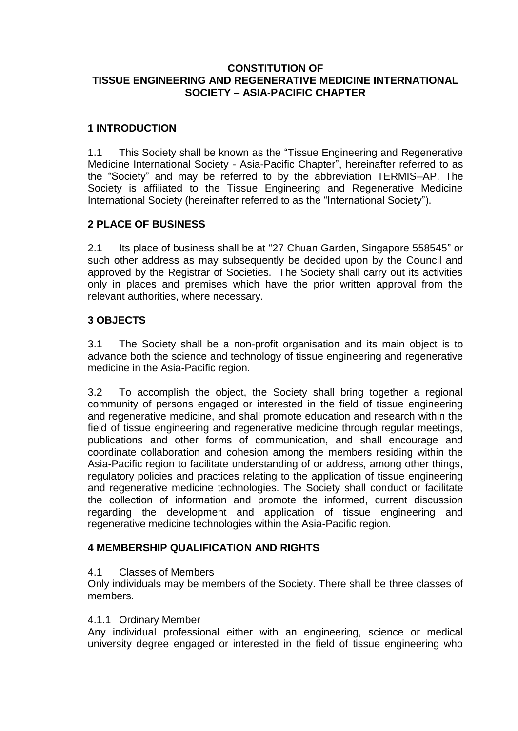# CONSTITUTION OF TISSUE ENGINEERING AND REGENERATIVE MEDICINE INTERNATIONAL SOCIETY – ASIA-PACIFIC CHAPTER

## 1 INTRODUCTION

1.1 This Society shall be known as the "Tissue Engineering and Regenerative Medicine International Society - Asia-Pacific Chapter", hereinafter referred to as the "Society" and may be referred to by the abbreviation TERMIS–AP. The Society is affiliated to the Tissue Engineering and Regenerative Medicine International Society (hereinafter referred to as the "International Society").

## 2 PLACE OF BUSINESS

2.1 Its place of business shall be at "27 Chuan Garden, Singapore 558545" or such other address as may subsequently be decided upon by the Council and approved by the Registrar of Societies. The Society shall carry out its activities only in places and premises which have the prior written approval from the relevant authorities, where necessary.

## 3 OBJECTS

3.1 The Society shall be a non-profit organisation and its main object is to advance both the science and technology of tissue engineering and regenerative medicine in the Asia-Pacific region.

3.2 To accomplish the object, the Society shall bring together a regional community of persons engaged or interested in the field of tissue engineering and regenerative medicine, and shall promote education and research within the field of tissue engineering and regenerative medicine through regular meetings, publications and other forms of communication, and shall encourage and coordinate collaboration and cohesion among the members residing within the Asia-Pacific region to facilitate understanding of or address, among other things, regulatory policies and practices relating to the application of tissue engineering and regenerative medicine technologies. The Society shall conduct or facilitate the collection of information and promote the informed, current discussion regarding the development and application of tissue engineering and regenerative medicine technologies within the Asia-Pacific region.

## 4 MEMBERSHIP QUALIFICATION AND RIGHTS

4.1 Classes of Members

Only individuals may be members of the Society. There shall be three classes of members.

4.1.1 Ordinary Member

Any individual professional either with an engineering, science or medical university degree engaged or interested in the field of tissue engineering who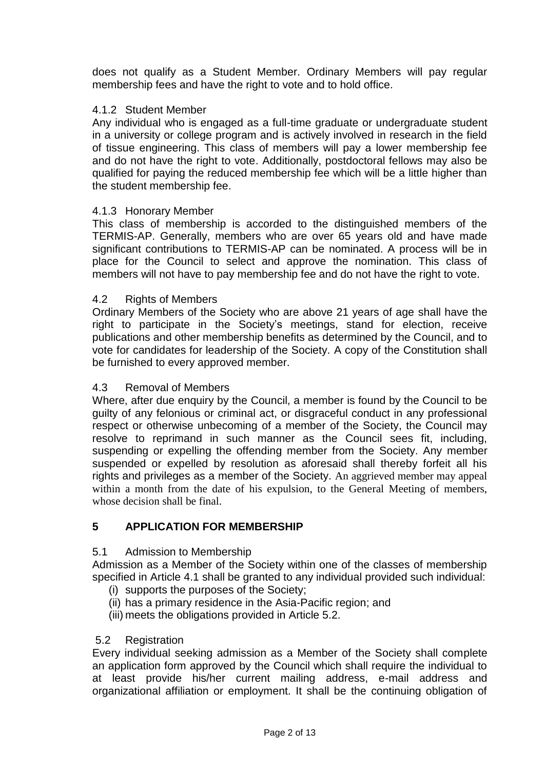does not qualify as a Student Member. Ordinary Members will pay regular membership fees and have the right to vote and to hold office.

#### 4.1.2 Student Member

Any individual who is engaged as a full-time graduate or undergraduate student in a university or college program and is actively involved in research in the field of tissue engineering. This class of members will pay a lower membership fee and do not have the right to vote. Additionally, postdoctoral fellows may also be qualified for paying the reduced membership fee which will be a little higher than the student membership fee.

#### 4.1.3 Honorary Member

This class of membership is accorded to the distinguished members of the TERMIS-AP. Generally, members who are over 65 years old and have made significant contributions to TERMIS-AP can be nominated. A process will be in place for the Council to select and approve the nomination. This class of members will not have to pay membership fee and do not have the right to vote.

### 4.2 Rights of Members

Ordinary Members of the Society who are above 21 years of age shall have the right to participate in the Society's meetings, stand for election, receive publications and other membership benefits as determined by the Council, and to vote for candidates for leadership of the Society. A copy of the Constitution shall be furnished to every approved member.

### 4.3 Removal of Members

Where, after due enquiry by the Council, a member is found by the Council to be guilty of any felonious or criminal act, or disgraceful conduct in any professional respect or otherwise unbecoming of a member of the Society, the Council may resolve to reprimand in such manner as the Council sees fit, including, suspending or expelling the offending member from the Society. Any member suspended or expelled by resolution as aforesaid shall thereby forfeit all his rights and privileges as a member of the Society. An aggrieved member may appeal within a month from the date of his expulsion, to the General Meeting of members, whose decision shall be final.

## 5 APPLICATION FOR MEMBERSHIP

### 5.1 Admission to Membership

Admission as a Member of the Society within one of the classes of membership specified in Article 4.1 shall be granted to any individual provided such individual:

(i) supports the purposes of the Society;
(ii) has a primary residence in the Asia-Pacific region; and
(iii) meets the obligations provided in Article 5.2.

### 5.2 Registration

Every individual seeking admission as a Member of the Society shall complete an application form approved by the Council which shall require the individual to at least provide his/her current mailing address, e-mail address and organizational affiliation or employment. It shall be the continuing obligation of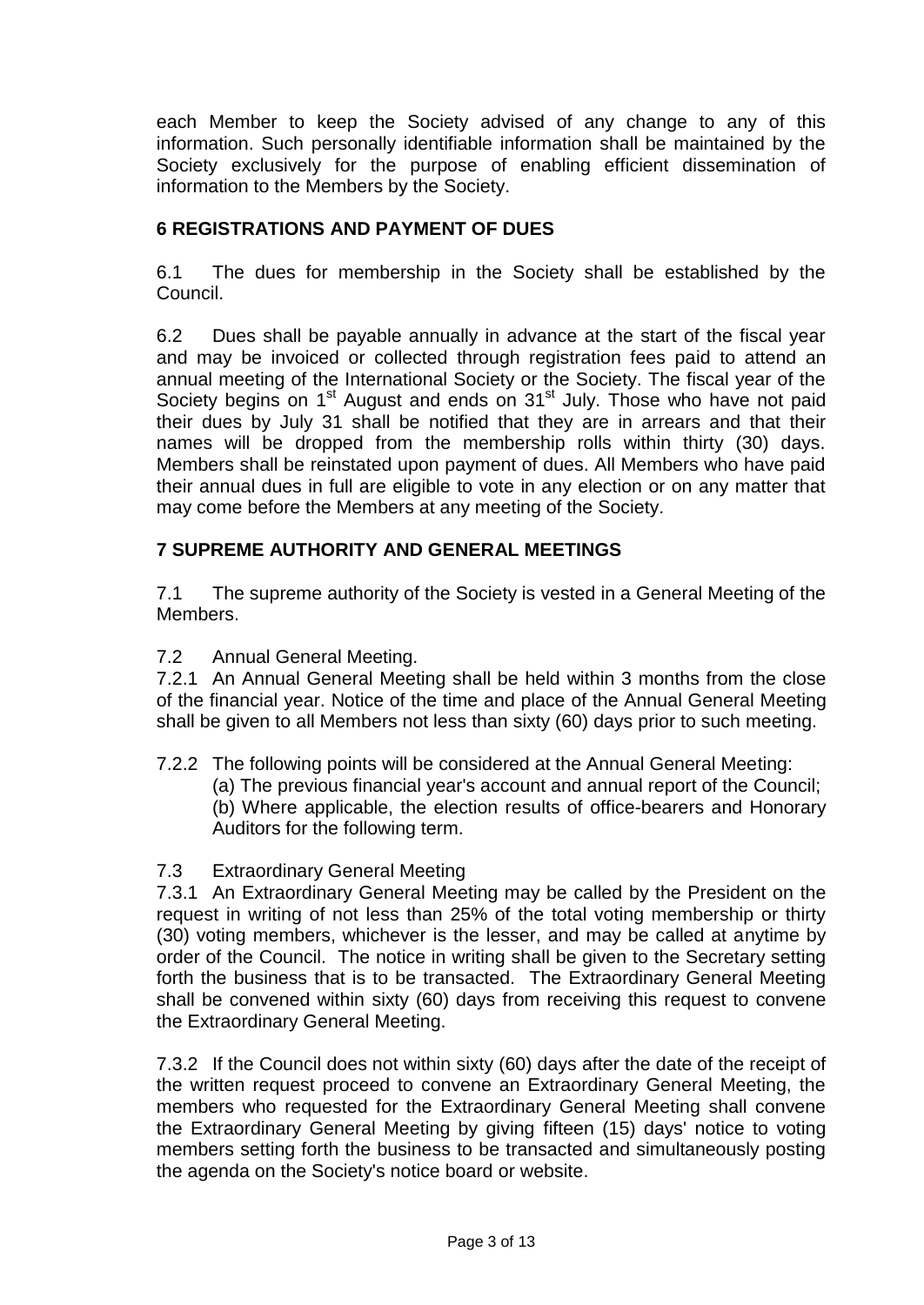each Member to keep the Society advised of any change to any of this information. Such personally identifiable information shall be maintained by the Society exclusively for the purpose of enabling efficient dissemination of information to the Members by the Society.

## 6 REGISTRATIONS AND PAYMENT OF DUES

6.1 The dues for membership in the Society shall be established by the Council.

6.2 Dues shall be payable annually in advance at the start of the fiscal year and may be invoiced or collected through registration fees paid to attend an annual meeting of the International Society or the Society. The fiscal year of the Society begins on 1st August and ends on 31st July. Those who have not paid their dues by July 31 shall be notified that they are in arrears and that their names will be dropped from the membership rolls within thirty (30) days. Members shall be reinstated upon payment of dues. All Members who have paid their annual dues in full are eligible to vote in any election or on any matter that may come before the Members at any meeting of the Society.

## 7 SUPREME AUTHORITY AND GENERAL MEETINGS

7.1 The supreme authority of the Society is vested in a General Meeting of the Members.

7.2 Annual General Meeting.

7.2.1 An Annual General Meeting shall be held within 3 months from the close of the financial year. Notice of the time and place of the Annual General Meeting shall be given to all Members not less than sixty (60) days prior to such meeting.

7.2.2 The following points will be considered at the Annual General Meeting:

(a) The previous financial year's account and annual report of the Council;

(b) Where applicable, the election results of office-bearers and Honorary Auditors for the following term.

7.3 Extraordinary General Meeting

7.3.1 An Extraordinary General Meeting may be called by the President on the request in writing of not less than 25% of the total voting membership or thirty (30) voting members, whichever is the lesser, and may be called at anytime by order of the Council. The notice in writing shall be given to the Secretary setting forth the business that is to be transacted. The Extraordinary General Meeting shall be convened within sixty (60) days from receiving this request to convene the Extraordinary General Meeting.

7.3.2 If the Council does not within sixty (60) days after the date of the receipt of the written request proceed to convene an Extraordinary General Meeting, the members who requested for the Extraordinary General Meeting shall convene the Extraordinary General Meeting by giving fifteen (15) days' notice to voting members setting forth the business to be transacted and simultaneously posting the agenda on the Society's notice board or website.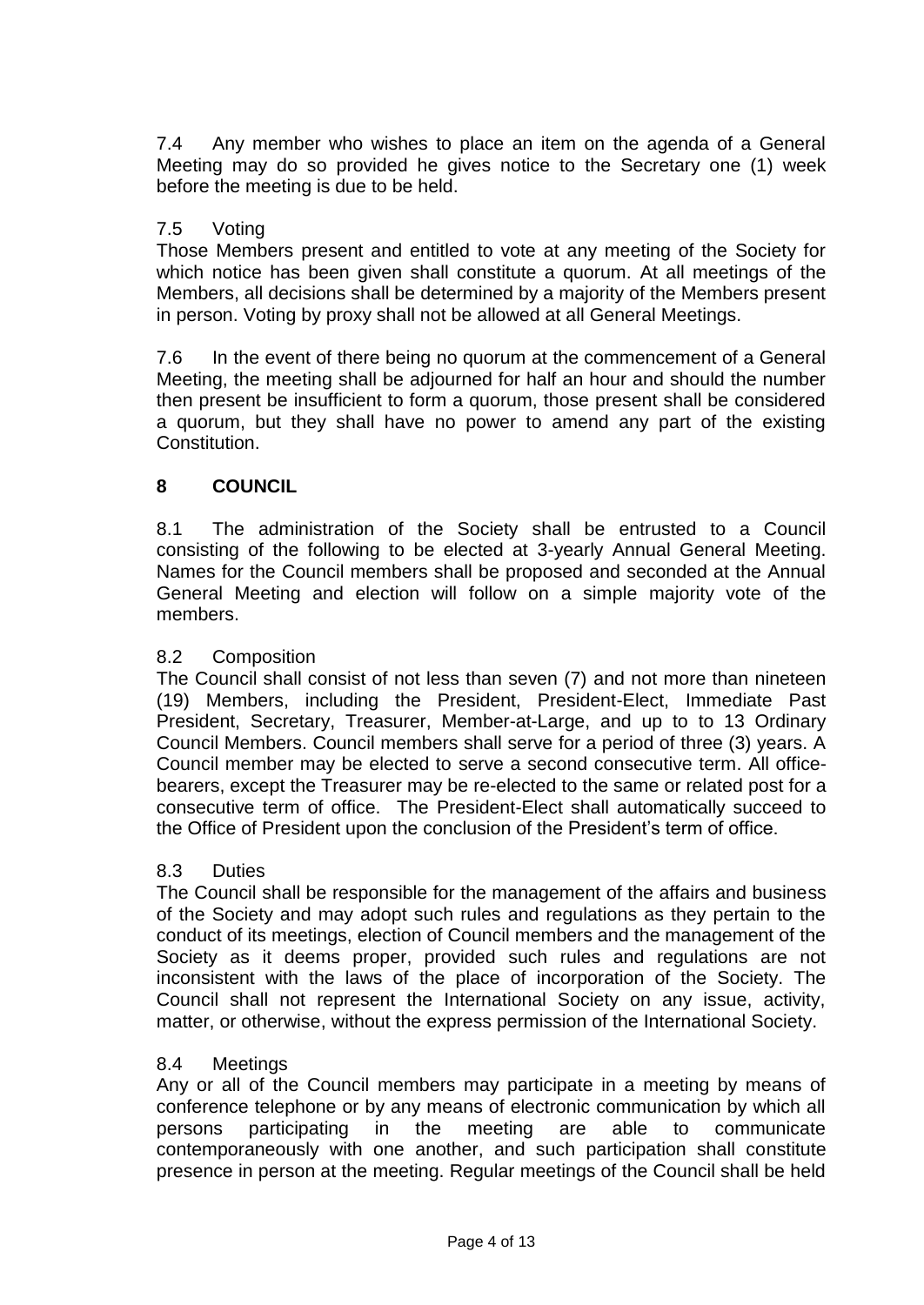7.4 Any member who wishes to place an item on the agenda of a General Meeting may do so provided he gives notice to the Secretary one (1) week before the meeting is due to be held.

7.5 Voting

Those Members present and entitled to vote at any meeting of the Society for which notice has been given shall constitute a quorum. At all meetings of the Members, all decisions shall be determined by a majority of the Members present in person. Voting by proxy shall not be allowed at all General Meetings.

7.6 In the event of there being no quorum at the commencement of a General Meeting, the meeting shall be adjourned for half an hour and should the number then present be insufficient to form a quorum, those present shall be considered a quorum, but they shall have no power to amend any part of the existing Constitution.

## 8 COUNCIL

8.1 The administration of the Society shall be entrusted to a Council consisting of the following to be elected at 3-yearly Annual General Meeting. Names for the Council members shall be proposed and seconded at the Annual General Meeting and election will follow on a simple majority vote of the members.

8.2 Composition

The Council shall consist of not less than seven (7) and not more than nineteen (19) Members, including the President, President-Elect, Immediate Past President, Secretary, Treasurer, Member-at-Large, and up to to 13 Ordinary Council Members. Council members shall serve for a period of three (3) years. A Council member may be elected to serve a second consecutive term. All office-bearers, except the Treasurer may be re-elected to the same or related post for a consecutive term of office. The President-Elect shall automatically succeed to the Office of President upon the conclusion of the President's term of office.

8.3 Duties

The Council shall be responsible for the management of the affairs and business of the Society and may adopt such rules and regulations as they pertain to the conduct of its meetings, election of Council members and the management of the Society as it deems proper, provided such rules and regulations are not inconsistent with the laws of the place of incorporation of the Society. The Council shall not represent the International Society on any issue, activity, matter, or otherwise, without the express permission of the International Society.

8.4 Meetings

Any or all of the Council members may participate in a meeting by means of conference telephone or by any means of electronic communication by which all persons participating in the meeting are able to communicate contemporaneously with one another, and such participation shall constitute presence in person at the meeting. Regular meetings of the Council shall be held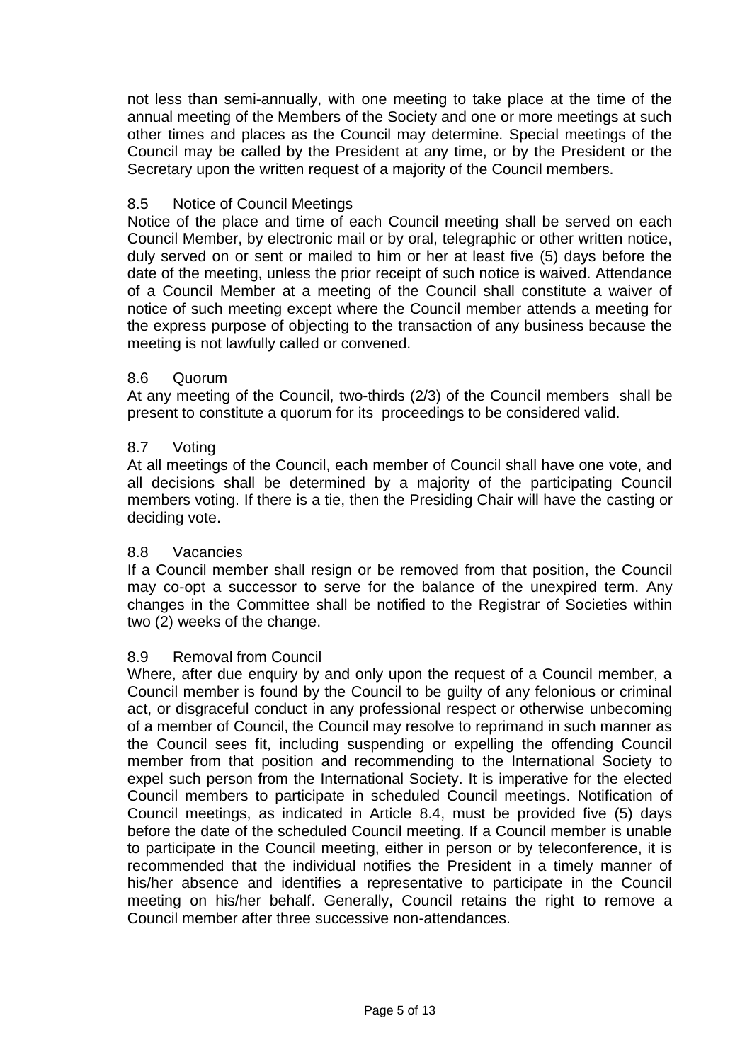not less than semi-annually, with one meeting to take place at the time of the annual meeting of the Members of the Society and one or more meetings at such other times and places as the Council may determine. Special meetings of the Council may be called by the President at any time, or by the President or the Secretary upon the written request of a majority of the Council members.

### 8.5 Notice of Council Meetings

Notice of the place and time of each Council meeting shall be served on each Council Member, by electronic mail or by oral, telegraphic or other written notice, duly served on or sent or mailed to him or her at least five (5) days before the date of the meeting, unless the prior receipt of such notice is waived. Attendance of a Council Member at a meeting of the Council shall constitute a waiver of notice of such meeting except where the Council member attends a meeting for the express purpose of objecting to the transaction of any business because the meeting is not lawfully called or convened.

### 8.6 Quorum

At any meeting of the Council, two-thirds (2/3) of the Council members shall be present to constitute a quorum for its proceedings to be considered valid.

### 8.7 Voting

At all meetings of the Council, each member of Council shall have one vote, and all decisions shall be determined by a majority of the participating Council members voting. If there is a tie, then the Presiding Chair will have the casting or deciding vote.

### 8.8 Vacancies

If a Council member shall resign or be removed from that position, the Council may co-opt a successor to serve for the balance of the unexpired term. Any changes in the Committee shall be notified to the Registrar of Societies within two (2) weeks of the change.

### 8.9 Removal from Council

Where, after due enquiry by and only upon the request of a Council member, a Council member is found by the Council to be guilty of any felonious or criminal act, or disgraceful conduct in any professional respect or otherwise unbecoming of a member of Council, the Council may resolve to reprimand in such manner as the Council sees fit, including suspending or expelling the offending Council member from that position and recommending to the International Society to expel such person from the International Society. It is imperative for the elected Council members to participate in scheduled Council meetings. Notification of Council meetings, as indicated in Article 8.4, must be provided five (5) days before the date of the scheduled Council meeting. If a Council member is unable to participate in the Council meeting, either in person or by teleconference, it is recommended that the individual notifies the President in a timely manner of his/her absence and identifies a representative to participate in the Council meeting on his/her behalf. Generally, Council retains the right to remove a Council member after three successive non-attendances.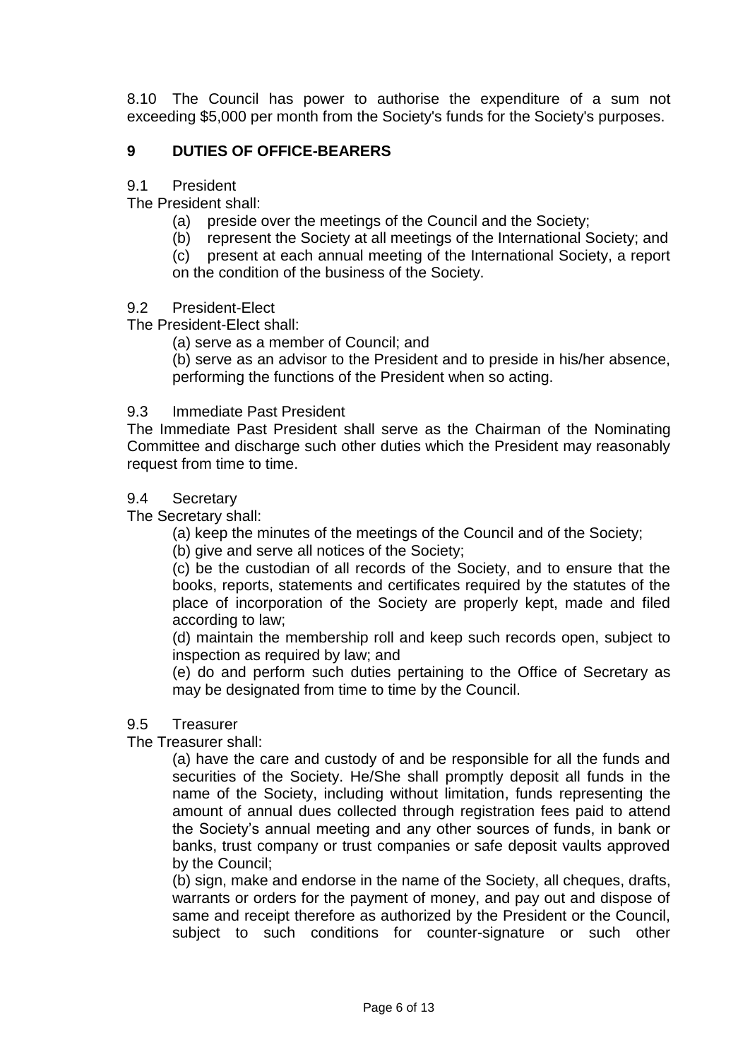8.10 The Council has power to authorise the expenditure of a sum not exceeding $5,000 per month from the Society's funds for the Society's purposes.

## 9 DUTIES OF OFFICE-BEARERS

9.1 President

The President shall:

(a) preside over the meetings of the Council and the Society;

(b) represent the Society at all meetings of the International Society; and

(c) present at each annual meeting of the International Society, a report on the condition of the business of the Society.

9.2 President-Elect

The President-Elect shall:

(a) serve as a member of Council; and

(b) serve as an advisor to the President and to preside in his/her absence, performing the functions of the President when so acting.

9.3 Immediate Past President

The Immediate Past President shall serve as the Chairman of the Nominating Committee and discharge such other duties which the President may reasonably request from time to time.

9.4 Secretary

The Secretary shall:

(a) keep the minutes of the meetings of the Council and of the Society;

(b) give and serve all notices of the Society;

(c) be the custodian of all records of the Society, and to ensure that the books, reports, statements and certificates required by the statutes of the place of incorporation of the Society are properly kept, made and filed according to law;

(d) maintain the membership roll and keep such records open, subject to inspection as required by law; and

(e) do and perform such duties pertaining to the Office of Secretary as may be designated from time to time by the Council.

9.5 Treasurer

The Treasurer shall:

(a) have the care and custody of and be responsible for all the funds and securities of the Society. He/She shall promptly deposit all funds in the name of the Society, including without limitation, funds representing the amount of annual dues collected through registration fees paid to attend the Society's annual meeting and any other sources of funds, in bank or banks, trust company or trust companies or safe deposit vaults approved by the Council;

(b) sign, make and endorse in the name of the Society, all cheques, drafts, warrants or orders for the payment of money, and pay out and dispose of same and receipt therefore as authorized by the President or the Council, subject to such conditions for counter-signature or such other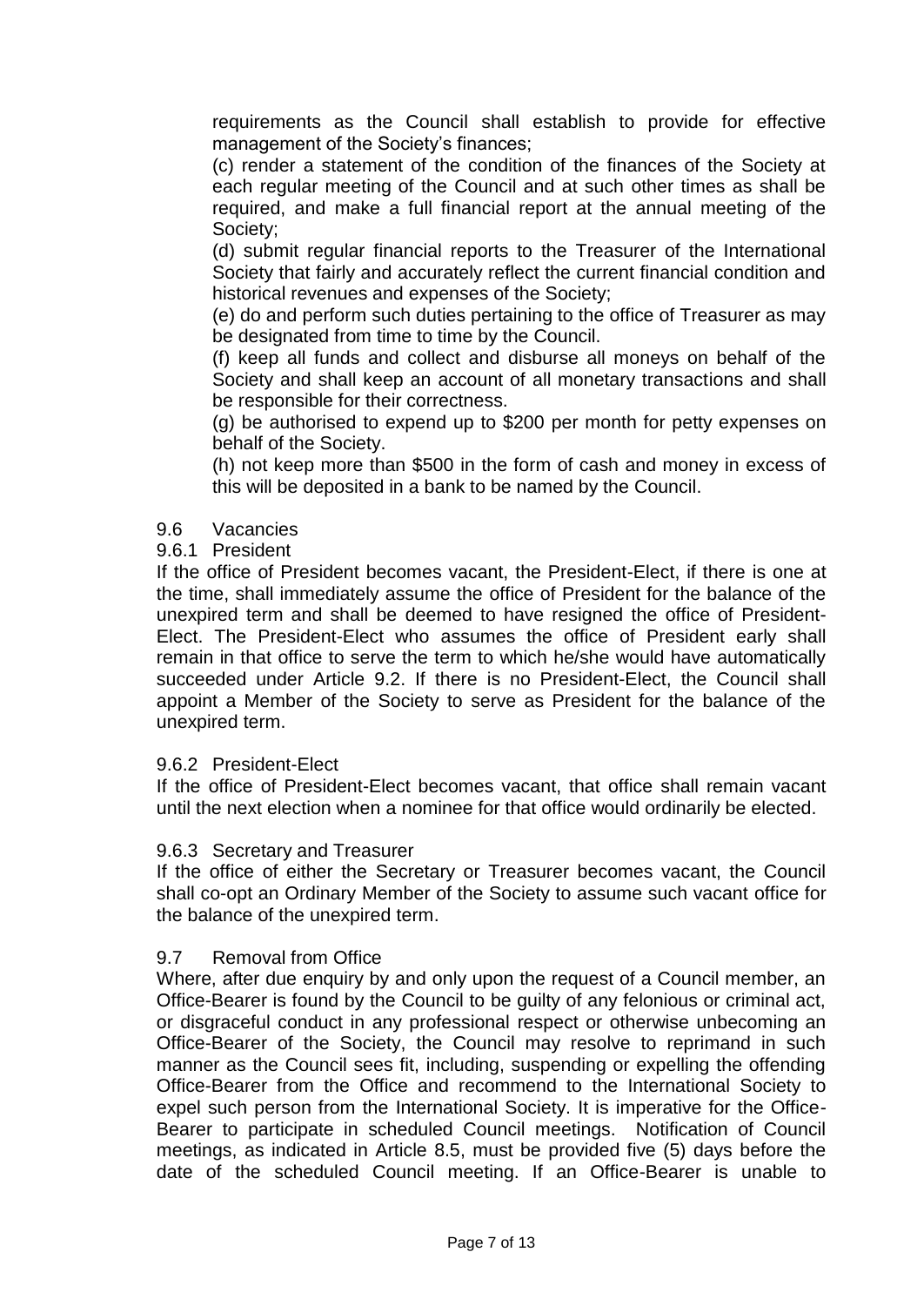requirements as the Council shall establish to provide for effective management of the Society's finances;

(c) render a statement of the condition of the finances of the Society at each regular meeting of the Council and at such other times as shall be required, and make a full financial report at the annual meeting of the Society;

(d) submit regular financial reports to the Treasurer of the International Society that fairly and accurately reflect the current financial condition and historical revenues and expenses of the Society;

(e) do and perform such duties pertaining to the office of Treasurer as may be designated from time to time by the Council.

(f) keep all funds and collect and disburse all moneys on behalf of the Society and shall keep an account of all monetary transactions and shall be responsible for their correctness.

(g) be authorised to expend up to $200 per month for petty expenses on behalf of the Society.

(h) not keep more than $500 in the form of cash and money in excess of this will be deposited in a bank to be named by the Council.

9.6 Vacancies

9.6.1 President

If the office of President becomes vacant, the President-Elect, if there is one at the time, shall immediately assume the office of President for the balance of the unexpired term and shall be deemed to have resigned the office of President-Elect. The President-Elect who assumes the office of President early shall remain in that office to serve the term to which he/she would have automatically succeeded under Article 9.2. If there is no President-Elect, the Council shall appoint a Member of the Society to serve as President for the balance of the unexpired term.

9.6.2 President-Elect

If the office of President-Elect becomes vacant, that office shall remain vacant until the next election when a nominee for that office would ordinarily be elected.

9.6.3 Secretary and Treasurer

If the office of either the Secretary or Treasurer becomes vacant, the Council shall co-opt an Ordinary Member of the Society to assume such vacant office for the balance of the unexpired term.

9.7 Removal from Office

Where, after due enquiry by and only upon the request of a Council member, an Office-Bearer is found by the Council to be guilty of any felonious or criminal act, or disgraceful conduct in any professional respect or otherwise unbecoming an Office-Bearer of the Society, the Council may resolve to reprimand in such manner as the Council sees fit, including, suspending or expelling the offending Office-Bearer from the Office and recommend to the International Society to expel such person from the International Society. It is imperative for the Office-Bearer to participate in scheduled Council meetings. Notification of Council meetings, as indicated in Article 8.5, must be provided five (5) days before the date of the scheduled Council meeting. If an Office-Bearer is unable to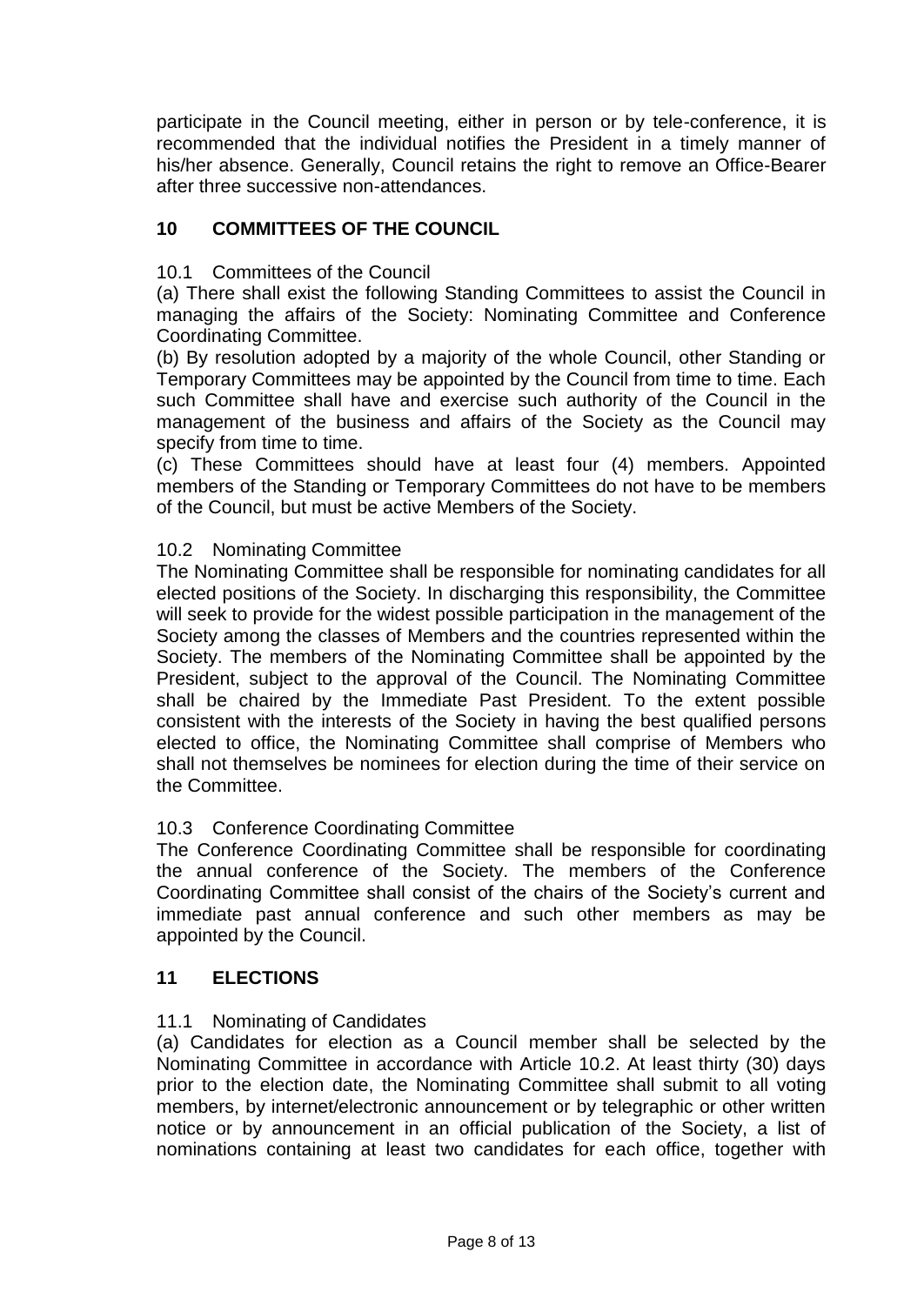participate in the Council meeting, either in person or by tele-conference, it is recommended that the individual notifies the President in a timely manner of his/her absence. Generally, Council retains the right to remove an Office-Bearer after three successive non-attendances.

## 10 COMMITTEES OF THE COUNCIL

### 10.1 Committees of the Council

(a) There shall exist the following Standing Committees to assist the Council in managing the affairs of the Society: Nominating Committee and Conference Coordinating Committee.

(b) By resolution adopted by a majority of the whole Council, other Standing or Temporary Committees may be appointed by the Council from time to time. Each such Committee shall have and exercise such authority of the Council in the management of the business and affairs of the Society as the Council may specify from time to time.

(c) These Committees should have at least four (4) members. Appointed members of the Standing or Temporary Committees do not have to be members of the Council, but must be active Members of the Society.

### 10.2 Nominating Committee

The Nominating Committee shall be responsible for nominating candidates for all elected positions of the Society. In discharging this responsibility, the Committee will seek to provide for the widest possible participation in the management of the Society among the classes of Members and the countries represented within the Society. The members of the Nominating Committee shall be appointed by the President, subject to the approval of the Council. The Nominating Committee shall be chaired by the Immediate Past President. To the extent possible consistent with the interests of the Society in having the best qualified persons elected to office, the Nominating Committee shall comprise of Members who shall not themselves be nominees for election during the time of their service on the Committee.

### 10.3 Conference Coordinating Committee

The Conference Coordinating Committee shall be responsible for coordinating the annual conference of the Society. The members of the Conference Coordinating Committee shall consist of the chairs of the Society's current and immediate past annual conference and such other members as may be appointed by the Council.

## 11 ELECTIONS

### 11.1 Nominating of Candidates

(a) Candidates for election as a Council member shall be selected by the Nominating Committee in accordance with Article 10.2. At least thirty (30) days prior to the election date, the Nominating Committee shall submit to all voting members, by internet/electronic announcement or by telegraphic or other written notice or by announcement in an official publication of the Society, a list of nominations containing at least two candidates for each office, together with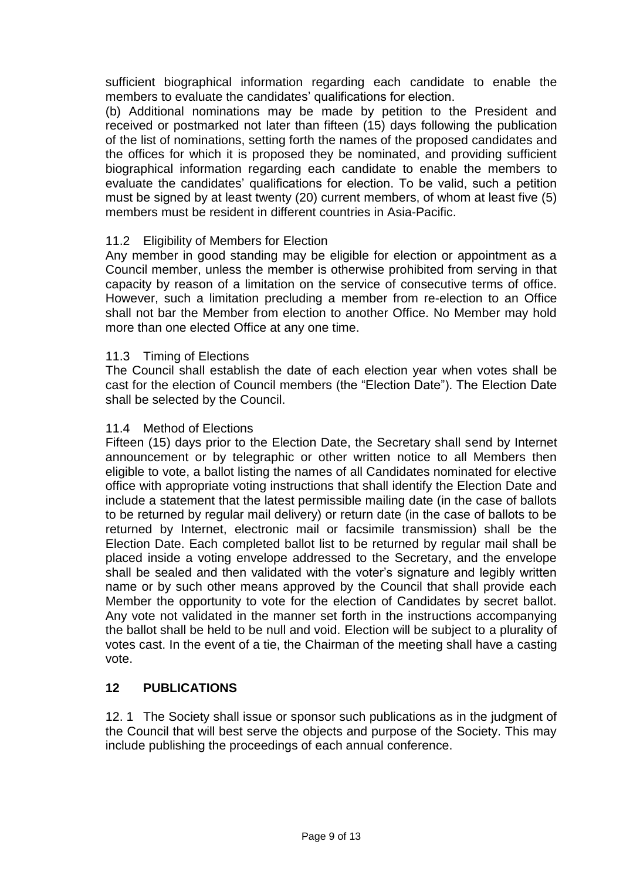sufficient biographical information regarding each candidate to enable the members to evaluate the candidates' qualifications for election.

(b) Additional nominations may be made by petition to the President and received or postmarked not later than fifteen (15) days following the publication of the list of nominations, setting forth the names of the proposed candidates and the offices for which it is proposed they be nominated, and providing sufficient biographical information regarding each candidate to enable the members to evaluate the candidates' qualifications for election. To be valid, such a petition must be signed by at least twenty (20) current members, of whom at least five (5) members must be resident in different countries in Asia-Pacific.

### 11.2 Eligibility of Members for Election

Any member in good standing may be eligible for election or appointment as a Council member, unless the member is otherwise prohibited from serving in that capacity by reason of a limitation on the service of consecutive terms of office. However, such a limitation precluding a member from re-election to an Office shall not bar the Member from election to another Office. No Member may hold more than one elected Office at any one time.

### 11.3 Timing of Elections

The Council shall establish the date of each election year when votes shall be cast for the election of Council members (the "Election Date"). The Election Date shall be selected by the Council.

### 11.4 Method of Elections

Fifteen (15) days prior to the Election Date, the Secretary shall send by Internet announcement or by telegraphic or other written notice to all Members then eligible to vote, a ballot listing the names of all Candidates nominated for elective office with appropriate voting instructions that shall identify the Election Date and include a statement that the latest permissible mailing date (in the case of ballots to be returned by regular mail delivery) or return date (in the case of ballots to be returned by Internet, electronic mail or facsimile transmission) shall be the Election Date. Each completed ballot list to be returned by regular mail shall be placed inside a voting envelope addressed to the Secretary, and the envelope shall be sealed and then validated with the voter's signature and legibly written name or by such other means approved by the Council that shall provide each Member the opportunity to vote for the election of Candidates by secret ballot. Any vote not validated in the manner set forth in the instructions accompanying the ballot shall be held to be null and void. Election will be subject to a plurality of votes cast. In the event of a tie, the Chairman of the meeting shall have a casting vote.

## 12 PUBLICATIONS

12. 1 The Society shall issue or sponsor such publications as in the judgment of the Council that will best serve the objects and purpose of the Society. This may include publishing the proceedings of each annual conference.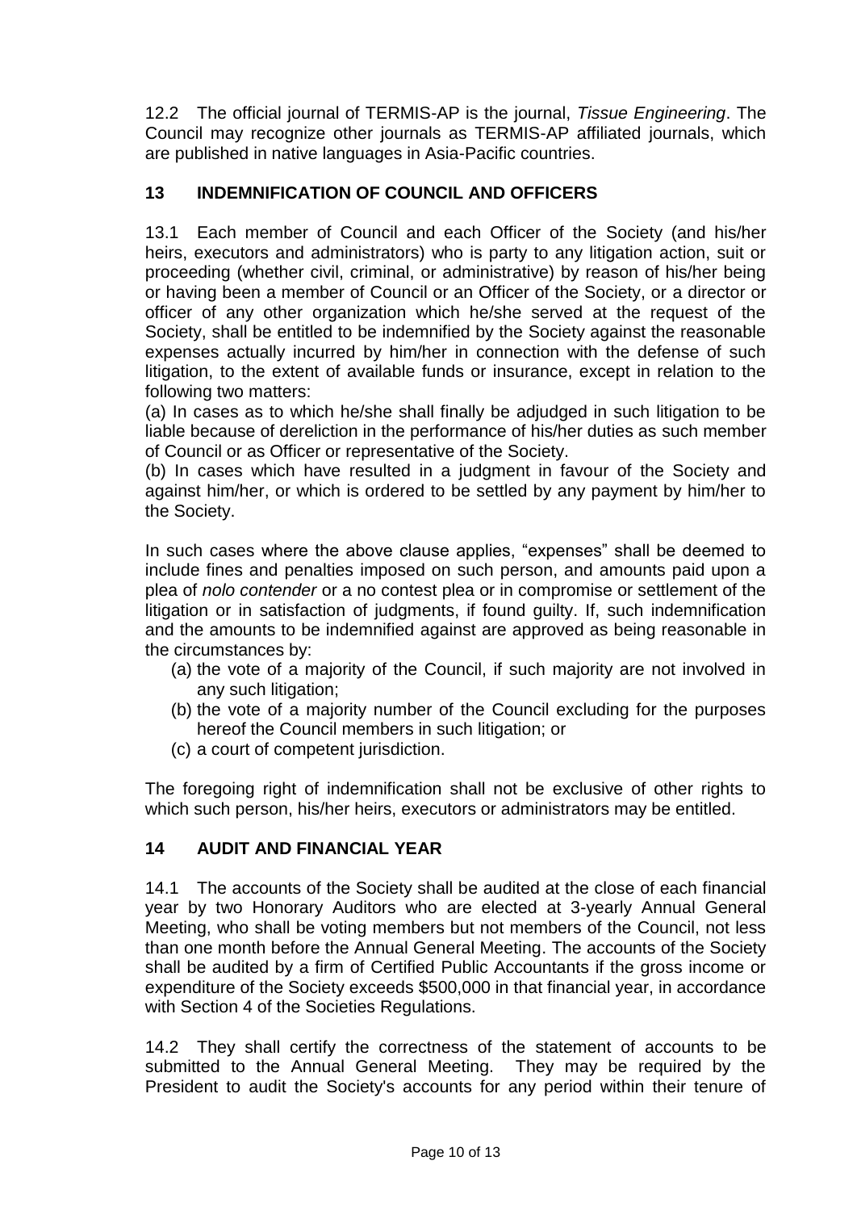12.2 The official journal of TERMIS-AP is the journal, *Tissue Engineering*. The Council may recognize other journals as TERMIS-AP affiliated journals, which are published in native languages in Asia-Pacific countries.

## 13 INDEMNIFICATION OF COUNCIL AND OFFICERS

13.1 Each member of Council and each Officer of the Society (and his/her heirs, executors and administrators) who is party to any litigation action, suit or proceeding (whether civil, criminal, or administrative) by reason of his/her being or having been a member of Council or an Officer of the Society, or a director or officer of any other organization which he/she served at the request of the Society, shall be entitled to be indemnified by the Society against the reasonable expenses actually incurred by him/her in connection with the defense of such litigation, to the extent of available funds or insurance, except in relation to the following two matters:

(a) In cases as to which he/she shall finally be adjudged in such litigation to be liable because of dereliction in the performance of his/her duties as such member of Council or as Officer or representative of the Society.

(b) In cases which have resulted in a judgment in favour of the Society and against him/her, or which is ordered to be settled by any payment by him/her to the Society.

In such cases where the above clause applies, "expenses" shall be deemed to include fines and penalties imposed on such person, and amounts paid upon a plea of *nolo contender* or a no contest plea or in compromise or settlement of the litigation or in satisfaction of judgments, if found guilty. If, such indemnification and the amounts to be indemnified against are approved as being reasonable in the circumstances by:

(a) the vote of a majority of the Council, if such majority are not involved in any such litigation;
(b) the vote of a majority number of the Council excluding for the purposes hereof the Council members in such litigation; or
(c) a court of competent jurisdiction.

The foregoing right of indemnification shall not be exclusive of other rights to which such person, his/her heirs, executors or administrators may be entitled.

## 14 AUDIT AND FINANCIAL YEAR

14.1 The accounts of the Society shall be audited at the close of each financial year by two Honorary Auditors who are elected at 3-yearly Annual General Meeting, who shall be voting members but not members of the Council, not less than one month before the Annual General Meeting. The accounts of the Society shall be audited by a firm of Certified Public Accountants if the gross income or expenditure of the Society exceeds $500,000 in that financial year, in accordance with Section 4 of the Societies Regulations.

14.2 They shall certify the correctness of the statement of accounts to be submitted to the Annual General Meeting. They may be required by the President to audit the Society's accounts for any period within their tenure of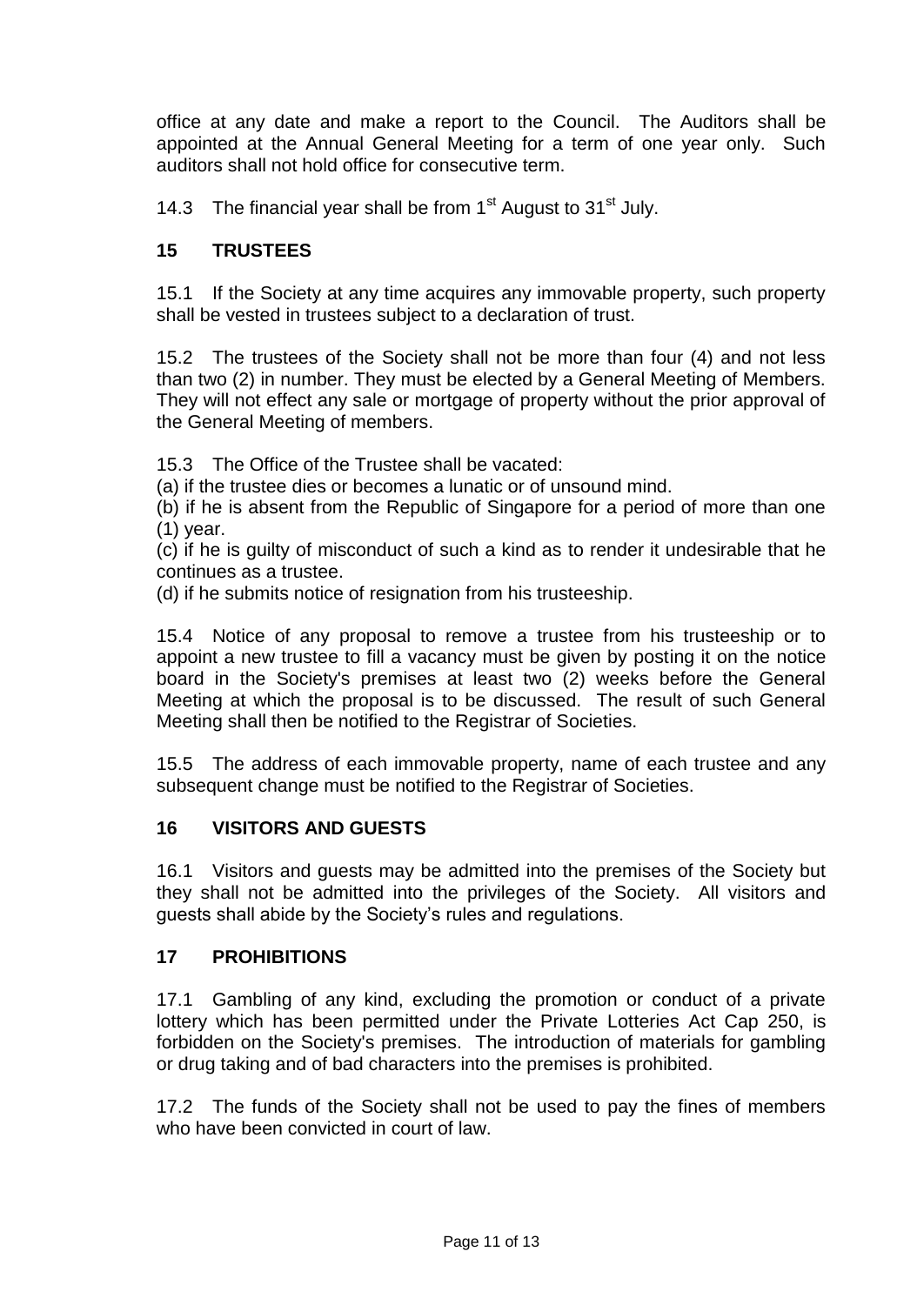office at any date and make a report to the Council. The Auditors shall be appointed at the Annual General Meeting for a term of one year only. Such auditors shall not hold office for consecutive term.

14.3 The financial year shall be from 1st August to 31st July.

## 15 TRUSTEES

15.1 If the Society at any time acquires any immovable property, such property shall be vested in trustees subject to a declaration of trust.

15.2 The trustees of the Society shall not be more than four (4) and not less than two (2) in number. They must be elected by a General Meeting of Members. They will not effect any sale or mortgage of property without the prior approval of the General Meeting of members.

15.3 The Office of the Trustee shall be vacated:

(a) if the trustee dies or becomes a lunatic or of unsound mind.

(b) if he is absent from the Republic of Singapore for a period of more than one (1) year.

(c) if he is guilty of misconduct of such a kind as to render it undesirable that he continues as a trustee.

(d) if he submits notice of resignation from his trusteeship.

15.4 Notice of any proposal to remove a trustee from his trusteeship or to appoint a new trustee to fill a vacancy must be given by posting it on the notice board in the Society's premises at least two (2) weeks before the General Meeting at which the proposal is to be discussed. The result of such General Meeting shall then be notified to the Registrar of Societies.

15.5 The address of each immovable property, name of each trustee and any subsequent change must be notified to the Registrar of Societies.

## 16 VISITORS AND GUESTS

16.1 Visitors and guests may be admitted into the premises of the Society but they shall not be admitted into the privileges of the Society. All visitors and guests shall abide by the Society's rules and regulations.

## 17 PROHIBITIONS

17.1 Gambling of any kind, excluding the promotion or conduct of a private lottery which has been permitted under the Private Lotteries Act Cap 250, is forbidden on the Society's premises. The introduction of materials for gambling or drug taking and of bad characters into the premises is prohibited.

17.2 The funds of the Society shall not be used to pay the fines of members who have been convicted in court of law.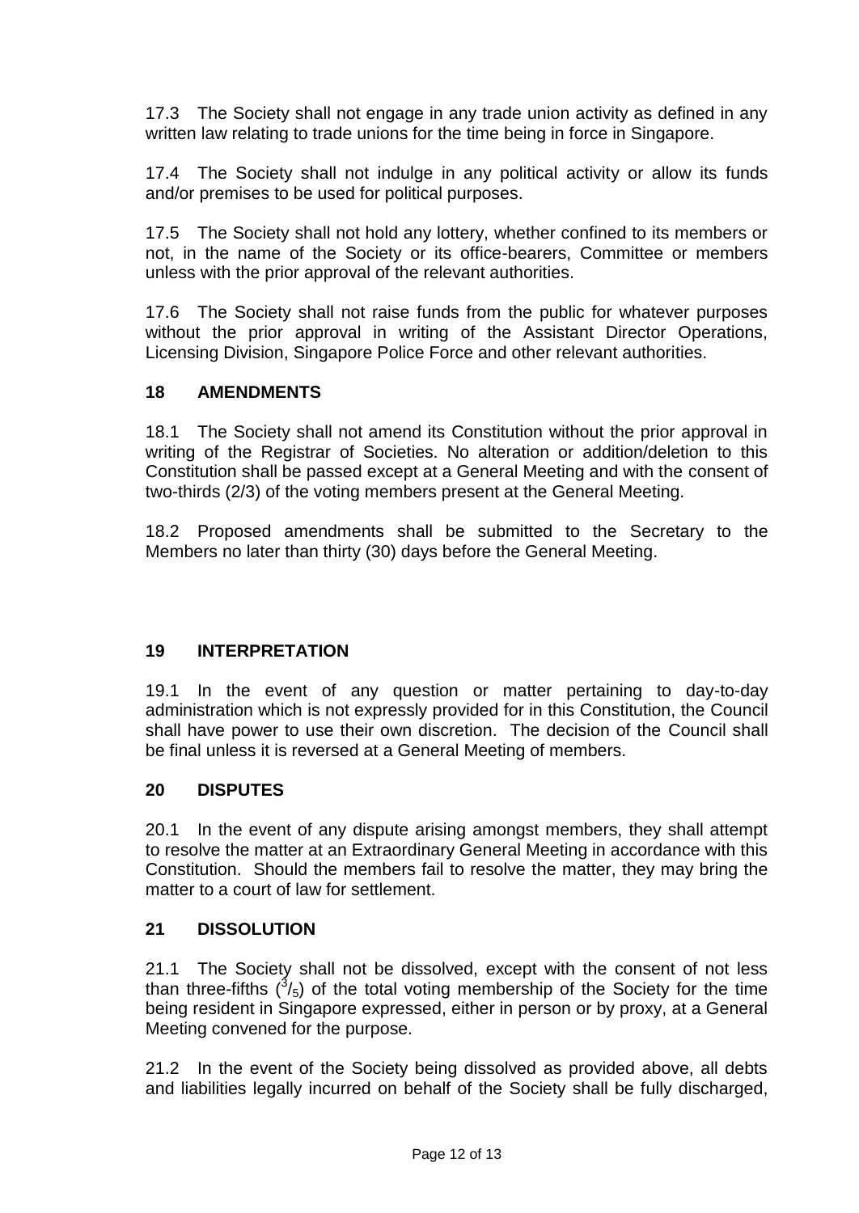17.3 The Society shall not engage in any trade union activity as defined in any written law relating to trade unions for the time being in force in Singapore.

17.4 The Society shall not indulge in any political activity or allow its funds and/or premises to be used for political purposes.

17.5 The Society shall not hold any lottery, whether confined to its members or not, in the name of the Society or its office-bearers, Committee or members unless with the prior approval of the relevant authorities.

17.6 The Society shall not raise funds from the public for whatever purposes without the prior approval in writing of the Assistant Director Operations, Licensing Division, Singapore Police Force and other relevant authorities.

## 18 AMENDMENTS

18.1 The Society shall not amend its Constitution without the prior approval in writing of the Registrar of Societies. No alteration or addition/deletion to this Constitution shall be passed except at a General Meeting and with the consent of two-thirds (2/3) of the voting members present at the General Meeting.

18.2 Proposed amendments shall be submitted to the Secretary to the Members no later than thirty (30) days before the General Meeting.

## 19 INTERPRETATION

19.1 In the event of any question or matter pertaining to day-to-day administration which is not expressly provided for in this Constitution, the Council shall have power to use their own discretion. The decision of the Council shall be final unless it is reversed at a General Meeting of members.

## 20 DISPUTES

20.1 In the event of any dispute arising amongst members, they shall attempt to resolve the matter at an Extraordinary General Meeting in accordance with this Constitution. Should the members fail to resolve the matter, they may bring the matter to a court of law for settlement.

## 21 DISSOLUTION

21.1 The Society shall not be dissolved, except with the consent of not less than three-fifths ($^3/_5$) of the total voting membership of the Society for the time being resident in Singapore expressed, either in person or by proxy, at a General Meeting convened for the purpose.

21.2 In the event of the Society being dissolved as provided above, all debts and liabilities legally incurred on behalf of the Society shall be fully discharged,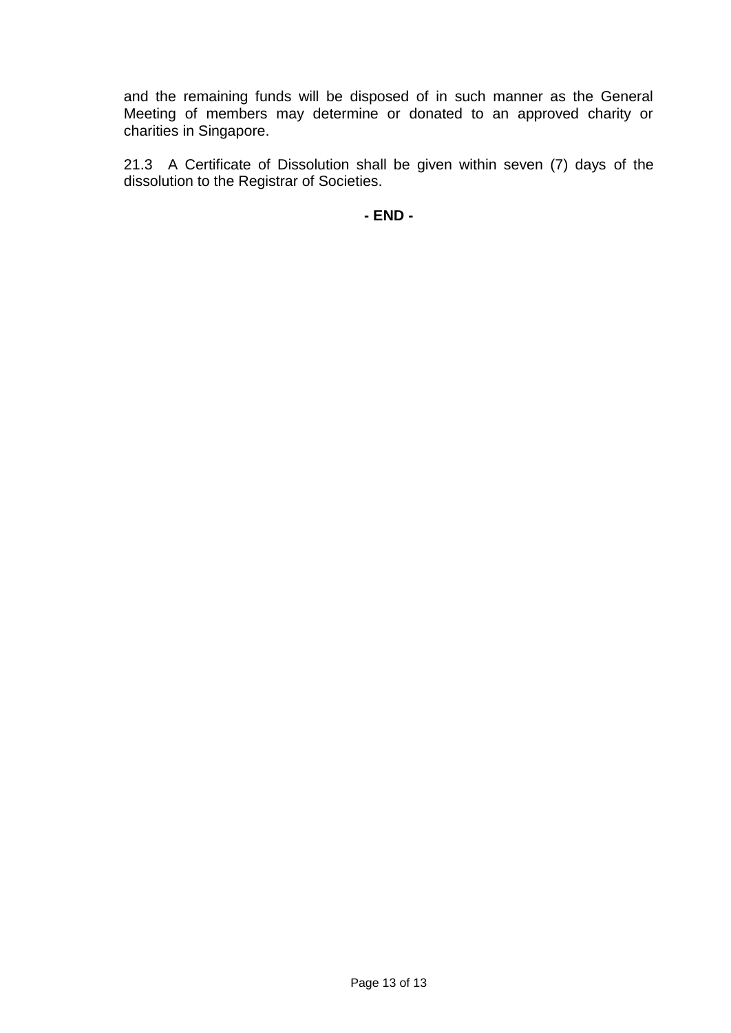and the remaining funds will be disposed of in such manner as the General Meeting of members may determine or donated to an approved charity or charities in Singapore.

21.3 A Certificate of Dissolution shall be given within seven (7) days of the dissolution to the Registrar of Societies.

**- END -**